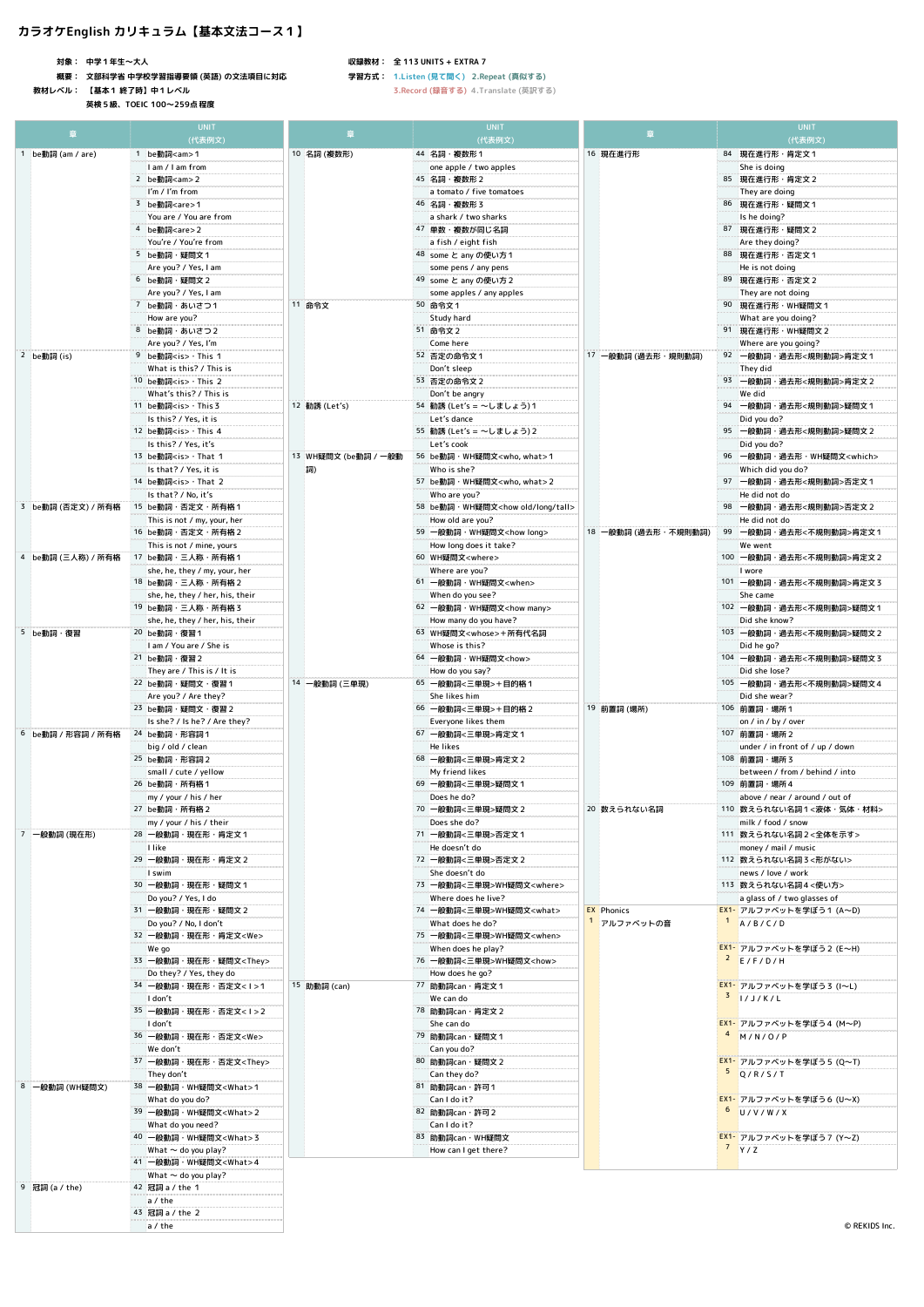# カラオケEnglish カリキュラム【基本文法コース１】

**対象：** 中学１年生〜大人
**概要：** 文部科学省 中学校学習指導要領 (英語) の文法項目に対応
**教材レベル：** 【基本１ 終了時】中１レベル
英検５級、TOEIC 100〜259点 程度

**収録教材：** 全 113 UNITS + EXTRA 7
**学習方式：** 1.Listen (見て聞く) 2.Repeat (真似する) 3.Record (録音する) 4.Translate (英訳する)

| 章 | | UNIT (代表例文) | |
|---|---|---|---|
| 1 | be動詞 (am / are) | 1 | be動詞<am>１<br>I am / I am from |
| | | 2 | be動詞<am>２<br>I'm / I'm from |
| | | 3 | be動詞<are>１<br>You are / You are from |
| | | 4 | be動詞<are>２<br>You're / You're from |
| | | 5 | be動詞・疑問文１<br>Are you? / Yes, I am |
| | | 6 | be動詞・疑問文２<br>Are you? / Yes, I am |
| | | 7 | be動詞・あいさつ１<br>How are you? |
| | | 8 | be動詞・あいさつ２<br>Are you? / Yes, I'm |
| 2 | be動詞 (is) | 9 | be動詞<is>・This １<br>What is this? / This is |
| | | 10 | be動詞<is>・This ２<br>What's this? / This is |
| | | 11 | be動詞<is>・This ３<br>Is this? / Yes, it is |
| | | 12 | be動詞<is>・This ４<br>Is this? / Yes, it's |
| | | 13 | be動詞<is>・That １<br>Is that? / Yes, it is |
| | | 14 | be動詞<is>・That ２<br>Is that? / No, it's |
| 3 | be動詞 (否定文) / 所有格 | 15 | be動詞・否定文・所有格１<br>This is not / my, your, her |
| | | 16 | be動詞・否定文・所有格２<br>This is not / mine, yours |
| 4 | be動詞 (三人称) / 所有格 | 17 | be動詞・三人称・所有格１<br>she, he, they / my, your, her |
| | | 18 | be動詞・三人称・所有格２<br>she, he, they / her, his, their |
| | | 19 | be動詞・三人称・所有格３<br>she, he, they / her, his, their |
| 5 | be動詞・復習 | 20 | be動詞・復習１<br>I am / You are / She is |
| | | 21 | be動詞・復習２<br>They are / This is / It is |
| | | 22 | be動詞・疑問文・復習１<br>Are you? / Are they? |
| | | 23 | be動詞・疑問文・復習２<br>Is she? / Is he? / Are they? |
| 6 | be動詞 / 形容詞 / 所有格 | 24 | be動詞・形容詞１<br>big / old / clean |
| | | 25 | be動詞・形容詞２<br>small / cute / yellow |
| | | 26 | be動詞・所有格１<br>my / your / his / her |
| | | 27 | be動詞・所有格２<br>my / your / his / their |
| 7 | 一般動詞 (現在形) | 28 | 一般動詞・現在形・肯定文１<br>I like |
| | | 29 | 一般動詞・現在形・肯定文２<br>I swim |
| | | 30 | 一般動詞・現在形・疑問文１<br>Do you? / Yes, I do |
| | | 31 | 一般動詞・現在形・疑問文２<br>Do you? / No, I don't |
| | | 32 | 一般動詞・現在形・肯定文<We><br>We go |
| | | 33 | 一般動詞・現在形・疑問文<They><br>Do they? / Yes, they do |
| | | 34 | 一般動詞・現在形・否定文< I >１<br>I don't |
| | | 35 | 一般動詞・現在形・否定文< I >２<br>I don't |
| | | 36 | 一般動詞・現在形・否定文<We><br>We don't |
| | | 37 | 一般動詞・現在形・否定文<They><br>They don't |
| 8 | 一般動詞 (WH疑問文) | 38 | 一般動詞・WH疑問文<What>１<br>What do you do? |
| | | 39 | 一般動詞・WH疑問文<What>２<br>What do you need? |
| | | 40 | 一般動詞・WH疑問文<What>３<br>What 〜 do you play? |
| | | 41 | 一般動詞・WH疑問文<What>４<br>What 〜 do you play? |
| 9 | 冠詞 (a / the) | 42 | 冠詞 a / the １<br>a / the |
| | | 43 | 冠詞 a / the ２<br>a / the |
| 10 | 名詞 (複数形) | 44 | 名詞・複数形１<br>one apple / two apples |
| | | 45 | 名詞・複数形２<br>a tomato / five tomatoes |
| | | 46 | 名詞・複数形３<br>a shark / two sharks |
| | | 47 | 単数・複数が同じ名詞<br>a fish / eight fish |
| | | 48 | some と any の使い方１<br>some pens / any pens |
| | | 49 | some と any の使い方２<br>some apples / any apples |
| 11 | 命令文 | 50 | 命令文１<br>Study hard |
| | | 51 | 命令文２<br>Come here |
| | | 52 | 否定の命令文１<br>Don't sleep |
| | | 53 | 否定の命令文２<br>Don't be angry |
| 12 | 勧誘 (Let's) | 54 | 勧誘 (Let's = 〜しましょう) １<br>Let's dance |
| | | 55 | 勧誘 (Let's = 〜しましょう) ２<br>Let's cook |
| 13 | WH疑問文 (be動詞 / 一般動詞) | 56 | be動詞・WH疑問文<who, what>１<br>Who is she? |
| | | 57 | be動詞・WH疑問文<who, what>２<br>Who are you? |
| | | 58 | be動詞・WH疑問文<how old/long/tall><br>How old are you? |
| | | 59 | 一般動詞・WH疑問文<how long><br>How long does it take? |
| | | 60 | WH疑問文<where><br>Where are you? |
| | | 61 | 一般動詞・WH疑問文<when><br>When do you see? |
| | | 62 | 一般動詞・WH疑問文<how many><br>How many do you have? |
| | | 63 | WH疑問文<whose>＋所有代名詞<br>Whose is this? |
| | | 64 | 一般動詞・WH疑問文<how><br>How do you say? |
| 14 | 一般動詞 (三単現) | 65 | 一般動詞<三単現>＋目的格１<br>She likes him |
| | | 66 | 一般動詞<三単現>＋目的格２<br>Everyone likes them |
| | | 67 | 一般動詞<三単現>肯定文１<br>He likes |
| | | 68 | 一般動詞<三単現>肯定文２<br>My friend likes |
| | | 69 | 一般動詞<三単現>疑問文１<br>Does he do? |
| | | 70 | 一般動詞<三単現>疑問文２<br>Does she do? |
| | | 71 | 一般動詞<三単現>否定文１<br>He doesn't do |
| | | 72 | 一般動詞<三単現>否定文２<br>She doesn't do |
| | | 73 | 一般動詞<三単現>WH疑問文<where><br>Where does he live? |
| | | 74 | 一般動詞<三単現>WH疑問文<what><br>What does he do? |
| | | 75 | 一般動詞<三単現>WH疑問文<when><br>When does he play? |
| | | 76 | 一般動詞<三単現>WH疑問文<how><br>How does he go? |
| 15 | 助動詞 (can) | 77 | 助動詞can・肯定文１<br>We can do |
| | | 78 | 助動詞can・肯定文２<br>She can do |
| | | 79 | 助動詞can・疑問文１<br>Can you do? |
| | | 80 | 助動詞can・疑問文２<br>Can they do? |
| | | 81 | 助動詞can・許可１<br>Can I do it? |
| | | 82 | 助動詞can・許可２<br>Can I do it? |
| | | 83 | 助動詞can・WH疑問文<br>How can I get there? |
| 16 | 現在進行形 | 84 | 現在進行形・肯定文１<br>She is doing |
| | | 85 | 現在進行形・肯定文２<br>They are doing |
| | | 86 | 現在進行形・疑問文１<br>Is he doing? |
| | | 87 | 現在進行形・疑問文２<br>Are they doing? |
| | | 88 | 現在進行形・否定文１<br>He is not doing |
| | | 89 | 現在進行形・否定文２<br>They are not doing |
| | | 90 | 現在進行形・WH疑問文１<br>What are you doing? |
| | | 91 | 現在進行形・WH疑問文２<br>Where are you going? |
| 17 | 一般動詞 (過去形・規則動詞) | 92 | 一般動詞・過去形<規則動詞>肯定文１<br>They did |
| | | 93 | 一般動詞・過去形<規則動詞>肯定文２<br>We did |
| | | 94 | 一般動詞・過去形<規則動詞>疑問文１<br>Did you do? |
| | | 95 | 一般動詞・過去形<規則動詞>疑問文２<br>Did you do? |
| | | 96 | 一般動詞・過去形・WH疑問文<which><br>Which did you do? |
| | | 97 | 一般動詞・過去形<規則動詞>否定文１<br>He did not do |
| | | 98 | 一般動詞・過去形<規則動詞>否定文２<br>He did not do |
| 18 | 一般動詞 (過去形・不規則動詞) | 99 | 一般動詞・過去形<不規則動詞>肯定文１<br>We went |
| | | 100 | 一般動詞・過去形<不規則動詞>肯定文２<br>I wore |
| | | 101 | 一般動詞・過去形<不規則動詞>肯定文３<br>She came |
| | | 102 | 一般動詞・過去形<不規則動詞>疑問文１<br>Did she know? |
| | | 103 | 一般動詞・過去形<不規則動詞>疑問文２<br>Did he go? |
| | | 104 | 一般動詞・過去形<不規則動詞>疑問文３<br>Did she lose? |
| | | 105 | 一般動詞・過去形<不規則動詞>疑問文４<br>Did she wear? |
| 19 | 前置詞 (場所) | 106 | 前置詞・場所１<br>on / in / by / over |
| | | 107 | 前置詞・場所２<br>under / in front of / up / down |
| | | 108 | 前置詞・場所３<br>between / from / behind / into |
| | | 109 | 前置詞・場所４<br>above / near / around / out of |
| 20 | 数えられない名詞 | 110 | 数えられない名詞１<液体・気体・材料><br>milk / food / snow |
| | | 111 | 数えられない名詞２<全体を示す><br>money / mail / music |
| | | 112 | 数えられない名詞３<形がない><br>news / love / work |
| | | 113 | 数えられない名詞４<使い方><br>a glass of / two glasses of |
| EX 1 | Phonics<br>アルファベットの音 | EX1-1 | アルファベットを学ぼう１ (A〜D)<br>A / B / C / D |
| | | EX1-2 | アルファベットを学ぼう２ (E〜H)<br>E / F / D / H |
| | | EX1-3 | アルファベットを学ぼう３ (I〜L)<br>I / J / K / L |
| | | EX1-4 | アルファベットを学ぼう４ (M〜P)<br>M / N / O / P |
| | | EX1-5 | アルファベットを学ぼう５ (Q〜T)<br>Q / R / S / T |
| | | EX1-6 | アルファベットを学ぼう６ (U〜X)<br>U / V / W / X |
| | | EX1-7 | アルファベットを学ぼう７ (Y〜Z)<br>Y / Z |

© REKIDS Inc.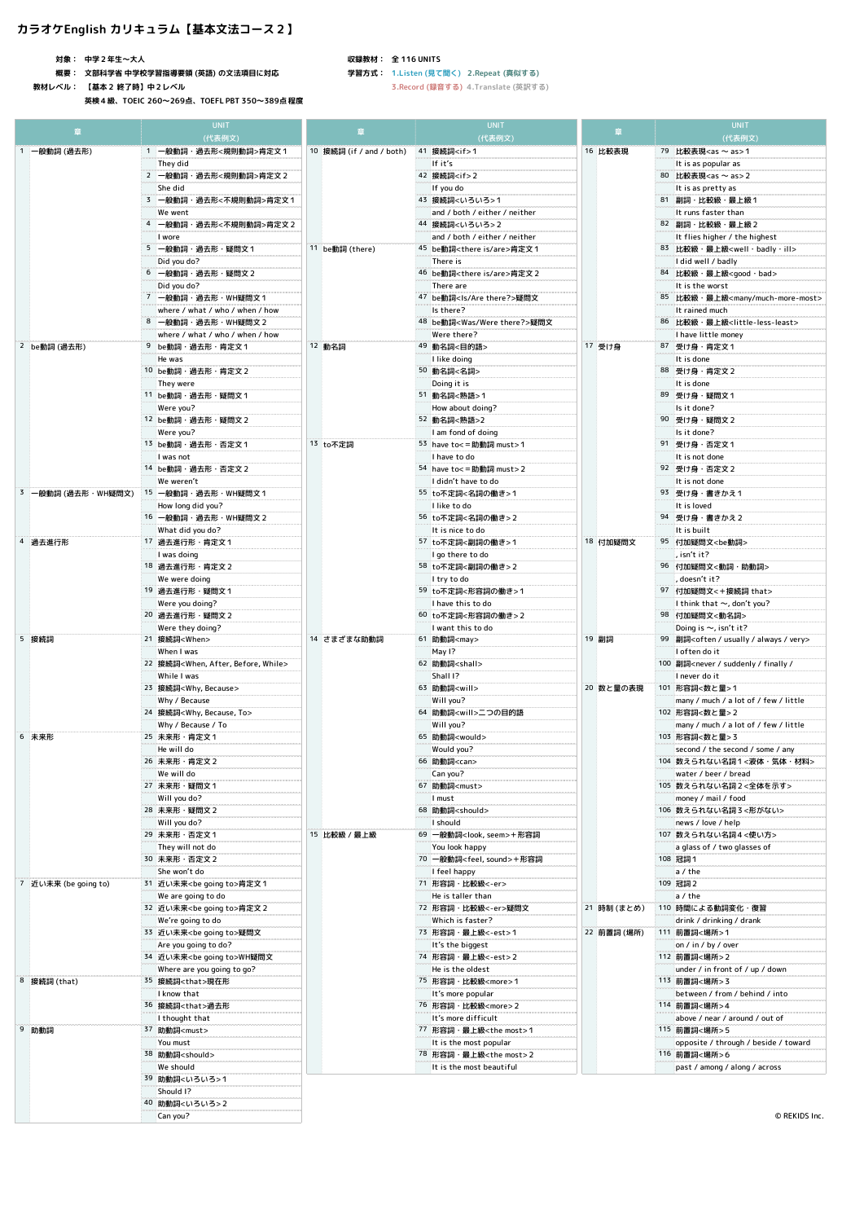# カラオケEnglish カリキュラム【基本文法コース２】

対象： 中学２年生〜大人
概要： 文部科学省 中学校学習指導要領 (英語) の文法項目に対応
教材レベル： 【基本２ 終了時】中２レベル
英検４級、TOEIC 260〜269点、TOEFL PBT 350〜389点程度

収録教材： 全 116 UNITS
学習方式： 1.Listen (見て聞く) 2.Repeat (真似する) 3.Record (録音する) 4.Translate (英訳する)

| 章 | UNIT (代表例文) |
|---|---|
| 1 一般動詞 (過去形) | 1 一般動詞・過去形<規則動詞>肯定文１ They did |
| | 2 一般動詞・過去形<規則動詞>肯定文２ She did |
| | 3 一般動詞・過去形<不規則動詞>肯定文１ We went |
| | 4 一般動詞・過去形<不規則動詞>肯定文２ I wore |
| | 5 一般動詞・過去形・疑問文１ Did you do? |
| | 6 一般動詞・過去形・疑問文２ Did you do? |
| | 7 一般動詞・過去形・WH疑問文１ where / what / who / when / how |
| | 8 一般動詞・過去形・WH疑問文２ where / what / who / when / how |
| 2 be動詞 (過去形) | 9 be動詞・過去形・肯定文１ He was |
| | 10 be動詞・過去形・肯定文２ They were |
| | 11 be動詞・過去形・疑問文１ Were you? |
| | 12 be動詞・過去形・疑問文２ Were you? |
| | 13 be動詞・過去形・否定文１ I was not |
| | 14 be動詞・過去形・否定文２ We weren't |
| 3 一般動詞 (過去形・WH疑問文) | 15 一般動詞・過去形・WH疑問文１ How long did you? |
| | 16 一般動詞・過去形・WH疑問文２ What did you do? |
| 4 過去進行形 | 17 過去進行形・肯定文１ I was doing |
| | 18 過去進行形・肯定文２ We were doing |
| | 19 過去進行形・疑問文１ Were you doing? |
| | 20 過去進行形・疑問文２ Were they doing? |
| 5 接続詞 | 21 接続詞<When> When I was |
| | 22 接続詞<When, After, Before, While> While I was |
| | 23 接続詞<Why, Because> Why / Because |
| | 24 接続詞<Why, Because, To> Why / Because / To |
| 6 未来形 | 25 未来形・肯定文１ He will do |
| | 26 未来形・肯定文２ We will do |
| | 27 未来形・疑問文１ Will you do? |
| | 28 未来形・疑問文２ Will you do? |
| | 29 未来形・否定文１ They will not do |
| | 30 未来形・否定文２ She won't do |
| 7 近い未来 (be going to) | 31 近い未来<be going to>肯定文１ We are going to do |
| | 32 近い未来<be going to>肯定文２ We're going to do |
| | 33 近い未来<be going to>疑問文 Are you going to do? |
| | 34 近い未来<be going to>WH疑問文 Where are you going to go? |
| 8 接続詞 (that) | 35 接続詞<that>現在形 I know that |
| | 36 接続詞<that>過去形 I thought that |
| 9 助動詞 | 37 助動詞<must> You must |
| | 38 助動詞<should> We should |
| | 39 助動詞<いろいろ>１ Should I? |
| | 40 助動詞<いろいろ>２ Can you? |
| 10 接続詞 (if / and / both) | 41 接続詞<if>１ If it's |
| | 42 接続詞<if>２ If you do |
| | 43 接続詞<いろいろ>１ and / both / either / neither |
| | 44 接続詞<いろいろ>２ and / both / either / neither |
| 11 be動詞 (there) | 45 be動詞<there is/are>肯定文１ There is |
| | 46 be動詞<there is/are>肯定文２ There are |
| | 47 be動詞<Is/Are there?>疑問文 Is there? |
| | 48 be動詞<Was/Were there?>疑問文 Were there? |
| 12 動名詞 | 49 動名詞<目的語> I like doing |
| | 50 動名詞<名詞> Doing it is |
| | 51 動名詞<熟語>１ How about doing? |
| | 52 動名詞<熟語>２ I am fond of doing |
| 13 to不定詞 | 53 have to<＝助動詞 must>１ I have to do |
| | 54 have to<＝助動詞 must>２ I didn't have to do |
| | 55 to不定詞<名詞の働き>１ I like to do |
| | 56 to不定詞<名詞の働き>２ It is nice to do |
| | 57 to不定詞<副詞の働き>１ I go there to do |
| | 58 to不定詞<副詞の働き>２ I try to do |
| | 59 to不定詞<形容詞の働き>１ I have this to do |
| | 60 to不定詞<形容詞の働き>２ I want this to do |
| 14 さまざまな助動詞 | 61 助動詞<may> May I? |
| | 62 助動詞<shall> Shall I? |
| | 63 助動詞<will> Will you? |
| | 64 助動詞<will>二つの目的語 Will you? |
| | 65 助動詞<would> Would you? |
| | 66 助動詞<can> Can you? |
| | 67 助動詞<must> I must |
| | 68 助動詞<should> I should |
| 15 比較級 / 最上級 | 69 一般動詞<look, seem>＋形容詞 You look happy |
| | 70 一般動詞<feel, sound>＋形容詞 I feel happy |
| | 71 形容詞・比較級<-er> He is taller than |
| | 72 形容詞・比較級<-er>疑問文 Which is faster? |
| | 73 形容詞・最上級<-est>１ It's the biggest |
| | 74 形容詞・最上級<-est>２ He is the oldest |
| | 75 形容詞・比較級<more>１ It's more popular |
| | 76 形容詞・比較級<more>２ It's more difficult |
| | 77 形容詞・最上級<the most>１ It is the most popular |
| | 78 形容詞・最上級<the most>２ It is the most beautiful |
| 16 比較表現 | 79 比較表現<as 〜 as>１ It is as popular as |
| | 80 比較表現<as 〜 as>２ It is as pretty as |
| | 81 副詞・比較級・最上級１ It runs faster than |
| | 82 副詞・比較級・最上級２ It flies higher / the highest |
| | 83 比較級・最上級<well・badly・ill> I did well / badly |
| | 84 比較級・最上級<good・bad> It is the worst |
| | 85 比較級・最上級<many/much-more-most> It rained much |
| | 86 比較級・最上級<little-less-least> I have little money |
| 17 受け身 | 87 受け身・肯定文１ It is done |
| | 88 受け身・肯定文２ It is done |
| | 89 受け身・疑問文１ Is it done? |
| | 90 受け身・疑問文２ Is it done? |
| | 91 受け身・否定文１ It is not done |
| | 92 受け身・否定文２ It is not done |
| | 93 受け身・書きかえ１ It is loved |
| | 94 受け身・書きかえ２ It is built |
| 18 付加疑問文 | 95 付加疑問文<be動詞> , isn't it? |
| | 96 付加疑問文<動詞・助動詞> , doesn't it? |
| | 97 付加疑問文<＋接続詞 that> I think that 〜, don't you? |
| | 98 付加疑問文<動名詞> Doing is 〜, isn't it? |
| 19 副詞 | 99 副詞<often / usually / always / very> I often do it |
| | 100 副詞<never / suddenly / finally / I never do it |
| 20 数と量の表現 | 101 形容詞<数と量>１ many / much / a lot of / few / little |
| | 102 形容詞<数と量>２ many / much / a lot of / few / little |
| | 103 形容詞<数と量>３ second / the second / some / any |
| | 104 数えられない名詞１<液体・気体・材料> water / beer / bread |
| | 105 数えられない名詞２<全体を示す> money / mail / food |
| | 106 数えられない名詞３<形がない> news / love / help |
| | 107 数えられない名詞４<使い方> a glass of / two glasses of |
| | 108 冠詞１ a / the |
| | 109 冠詞２ a / the |
| 21 時制 (まとめ) | 110 時間による動詞変化・復習 drink / drinking / drank |
| 22 前置詞 (場所) | 111 前置詞<場所>１ on / in / by / over |
| | 112 前置詞<場所>２ under / in front of / up / down |
| | 113 前置詞<場所>３ between / from / behind / into |
| | 114 前置詞<場所>４ above / near / around / out of |
| | 115 前置詞<場所>５ opposite / through / beside / toward |
| | 116 前置詞<場所>６ past / among / along / across |

© REKIDS Inc.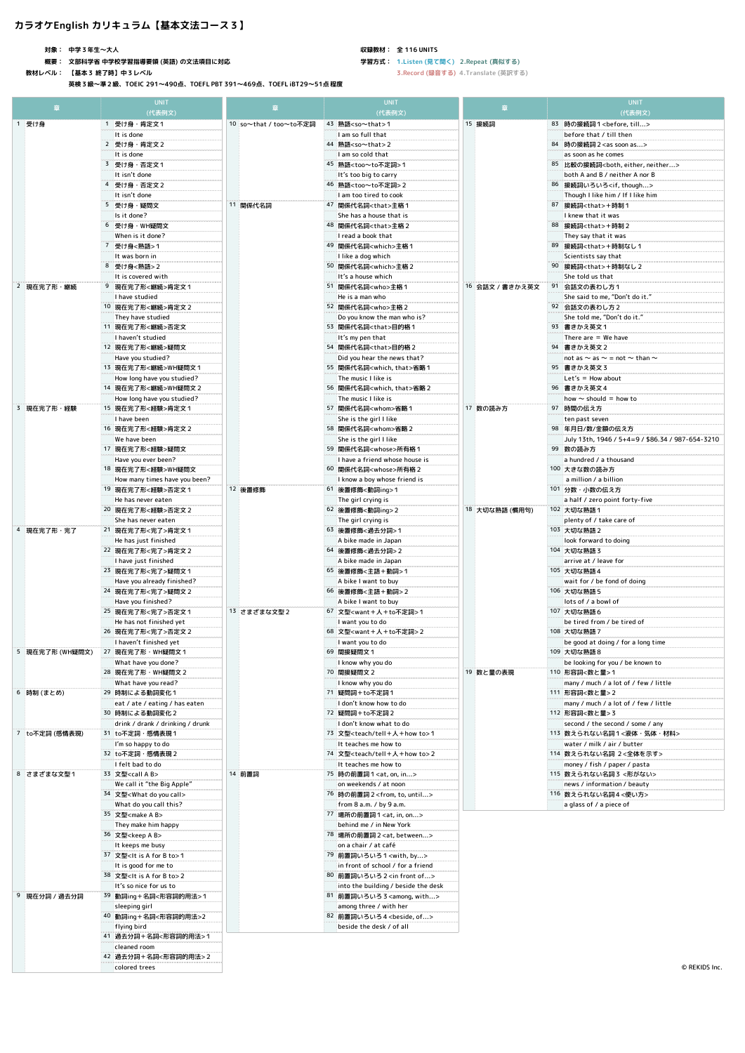# カラオケEnglish カリキュラム【基本文法コース３】

**対象：** 中学３年生〜大人

**概要：** 文部科学省 中学校学習指導要領 (英語) の文法項目に対応

**教材レベル：** 【基本３ 終了時】中３レベル
英検３級〜準２級、TOEIC 291〜490点、TOEFL PBT 391〜469点、TOEFL iBT29〜51点程度

**収録教材：** 全 116 UNITS

**学習方式：** 1.Listen (見て聞く) 2.Repeat (真似する) 3.Record (録音する) 4.Translate (英訳する)

| 章 | UNIT (代表例文) |
|---|---|
| 1 受け身 | 1 受け身・肯定文１<br>It is done |
| | 2 受け身・肯定文２<br>It is done |
| | 3 受け身・否定文１<br>It isn't done |
| | 4 受け身・否定文２<br>It isn't done |
| | 5 受け身・疑問文<br>Is it done? |
| | 6 受け身・WH疑問文<br>When is it done? |
| | 7 受け身<熟語>１<br>It was born in |
| | 8 受け身<熟語>２<br>It is covered with |
| 2 現在完了形・継続 | 9 現在完了形<継続>肯定文１<br>I have studied |
| | 10 現在完了形<継続>肯定文２<br>They have studied |
| | 11 現在完了形<継続>否定文<br>I haven't studied |
| | 12 現在完了形<継続>疑問文<br>Have you studied? |
| | 13 現在完了形<継続>WH疑問文１<br>How long have you studied? |
| | 14 現在完了形<継続>WH疑問文２<br>How long have you studied? |
| 3 現在完了形・経験 | 15 現在完了形<経験>肯定文１<br>I have been |
| | 16 現在完了形<経験>肯定文２<br>We have been |
| | 17 現在完了形<経験>疑問文<br>Have you ever been? |
| | 18 現在完了形<経験>WH疑問文<br>How many times have you been? |
| | 19 現在完了形<経験>否定文１<br>He has never eaten |
| | 20 現在完了形<経験>否定文２<br>She has never eaten |
| 4 現在完了形・完了 | 21 現在完了形<完了>肯定文１<br>He has just finished |
| | 22 現在完了形<完了>肯定文２<br>I have just finished |
| | 23 現在完了形<完了>疑問文１<br>Have you already finished? |
| | 24 現在完了形<完了>疑問文２<br>Have you finished? |
| | 25 現在完了形<完了>否定文１<br>He has not finished yet |
| | 26 現在完了形<完了>否定文２<br>I haven't finished yet |
| 5 現在完了形 (WH疑問文) | 27 現在完了形・WH疑問文１<br>What have you done? |
| | 28 現在完了形・WH疑問文２<br>What have you read? |
| 6 時制 (まとめ) | 29 時制による動詞変化１<br>eat / ate / eating / has eaten |
| | 30 時制による動詞変化２<br>drink / drank / drinking / drunk |
| 7 to不定詞 (感情表現) | 31 to不定詞・感情表現１<br>I'm so happy to do |
| | 32 to不定詞・感情表現２<br>I felt bad to do |
| 8 さまざまな文型１ | 33 文型<call A B><br>We call it "the Big Apple" |
| | 34 文型<What do you call><br>What do you call this? |
| | 35 文型<make A B><br>They make him happy |
| | 36 文型<keep A B><br>It keeps me busy |
| | 37 文型<It is A for B to>１<br>It is good for me to |
| | 38 文型<It is A for B to>２<br>It's so nice for us to |
| 9 現在分詞 / 過去分詞 | 39 動詞ing＋名詞<形容詞的用法>１<br>sleeping girl |
| | 40 動詞ing＋名詞<形容詞的用法>２<br>flying bird |
| | 41 過去分詞＋名詞<形容詞的用法>１<br>cleaned room |
| | 42 過去分詞＋名詞<形容詞的用法>２<br>colored trees |
| 10 so〜that / too〜to不定詞 | 43 熟語<so〜that>１<br>I am so full that |
| | 44 熟語<so〜that>２<br>I am so cold that |
| | 45 熟語<too〜to不定詞>１<br>It's too big to carry |
| | 46 熟語<too〜to不定詞>２<br>I am too tired to cook |
| 11 関係代名詞 | 47 関係代名詞<that>主格１<br>She has a house that is |
| | 48 関係代名詞<that>主格２<br>I read a book that |
| | 49 関係代名詞<which>主格１<br>I like a dog which |
| | 50 関係代名詞<which>主格２<br>It's a house which |
| | 51 関係代名詞<who>主格１<br>He is a man who |
| | 52 関係代名詞<who>主格２<br>Do you know the man who is? |
| | 53 関係代名詞<that>目的格１<br>It's my pen that |
| | 54 関係代名詞<that>目的格２<br>Did you hear the news that? |
| | 55 関係代名詞<which, that>省略１<br>The music I like is |
| | 56 関係代名詞<which, that>省略２<br>The music I like is |
| | 57 関係代名詞<whom>省略１<br>She is the girl I like |
| | 58 関係代名詞<whom>省略２<br>She is the girl I like |
| | 59 関係代名詞<whose>所有格１<br>I have a friend whose house is |
| | 60 関係代名詞<whose>所有格２<br>I know a boy whose friend is |
| 12 後置修飾 | 61 後置修飾<動詞ing>１<br>The girl crying is |
| | 62 後置修飾<動詞ing>２<br>The girl crying is |
| | 63 後置修飾<過去分詞>１<br>A bike made in Japan |
| | 64 後置修飾<過去分詞>２<br>A bike made in Japan |
| | 65 後置修飾<主語＋動詞>１<br>A bike I want to buy |
| | 66 後置修飾<主語＋動詞>２<br>A bike I want to buy |
| 13 さまざまな文型２ | 67 文型<want＋人＋to不定詞>１<br>I want you to do |
| | 68 文型<want＋人＋to不定詞>２<br>I want you to do |
| | 69 間接疑問文１<br>I know why you do |
| | 70 間接疑問文２<br>I know why you do |
| | 71 疑問詞＋to不定詞１<br>I don't know how to do |
| | 72 疑問詞＋to不定詞２<br>I don't know what to do |
| | 73 文型<teach/tell＋人＋how to>１<br>It teaches me how to |
| | 74 文型<teach/tell＋人＋how to>２<br>It teaches me how to |
| 14 前置詞 | 75 時の前置詞１<at, on, in...><br>on weekends / at noon |
| | 76 時の前置詞２<from, to, until...><br>from 8 a.m. / by 9 a.m. |
| | 77 場所の前置詞１<at, in, on...><br>behind me / in New York |
| | 78 場所の前置詞２<at, between...><br>on a chair / at café |
| | 79 前置詞いろいろ１<with, by...><br>in front of school / for a friend |
| | 80 前置詞いろいろ２<in front of...><br>into the building / beside the desk |
| | 81 前置詞いろいろ３<among, with...><br>among three / with her |
| | 82 前置詞いろいろ４<beside, of...><br>beside the desk / of all |
| 15 接続詞 | 83 時の接続詞１<before, till...><br>before that / till then |
| | 84 時の接続詞２<as soon as...><br>as soon as he comes |
| | 85 比較の接続詞<both, either, neither...><br>both A and B / neither A nor B |
| | 86 接続詞いろいろ<if, though...><br>Though I like him / If I like him |
| | 87 接続詞<that>＋時制１<br>I knew that it was |
| | 88 接続詞<that>＋時制２<br>They say that it was |
| | 89 接続詞<that>＋時制なし１<br>Scientists say that |
| | 90 接続詞<that>＋時制なし２<br>She told us that |
| 16 会話文 / 書きかえ英文 | 91 会話文の表わし方１<br>She said to me, "Don't do it." |
| | 92 会話文の表わし方２<br>She told me, "Don't do it." |
| | 93 書きかえ英文１<br>There are ＝ We have |
| | 94 書きかえ英文２<br>not as 〜 as 〜 ＝ not 〜 than 〜 |
| | 95 書きかえ英文３<br>Let's ＝ How about |
| | 96 書きかえ英文４<br>how 〜 should ＝ how to |
| 17 数の読み方 | 97 時間の伝え方<br>ten past seven |
| | 98 年月日/数/金額の伝え方<br>July 13th, 1946 / 5+4=9 / $86.34 / 987-654-3210 |
| | 99 数の読み方<br>a hundred / a thousand |
| | 100 大きな数の読み方<br>a million / a billion |
| | 101 分数・小数の伝え方<br>a half / zero point forty-five |
| 18 大切な熟語 (慣用句) | 102 大切な熟語１<br>plenty of / take care of |
| | 103 大切な熟語２<br>look forward to doing |
| | 104 大切な熟語３<br>arrive at / leave for |
| | 105 大切な熟語４<br>wait for / be fond of doing |
| | 106 大切な熟語５<br>lots of / a bowl of |
| | 107 大切な熟語６<br>be tired from / be tired of |
| | 108 大切な熟語７<br>be good at doing / for a long time |
| | 109 大切な熟語８<br>be looking for you / be known to |
| 19 数と量の表現 | 110 形容詞<数と量>１<br>many / much / a lot of / few / little |
| | 111 形容詞<数と量>２<br>many / much / a lot of / few / little |
| | 112 形容詞<数と量>３<br>second / the second / some / any |
| | 113 数えられない名詞１<液体・気体・材料><br>water / milk / air / butter |
| | 114 数えられない名詞２<全体を示す><br>money / fish / paper / pasta |
| | 115 数えられない名詞３<形がない><br>news / information / beauty |
| | 116 数えられない名詞４<使い方><br>a glass of / a piece of |

© REKIDS Inc.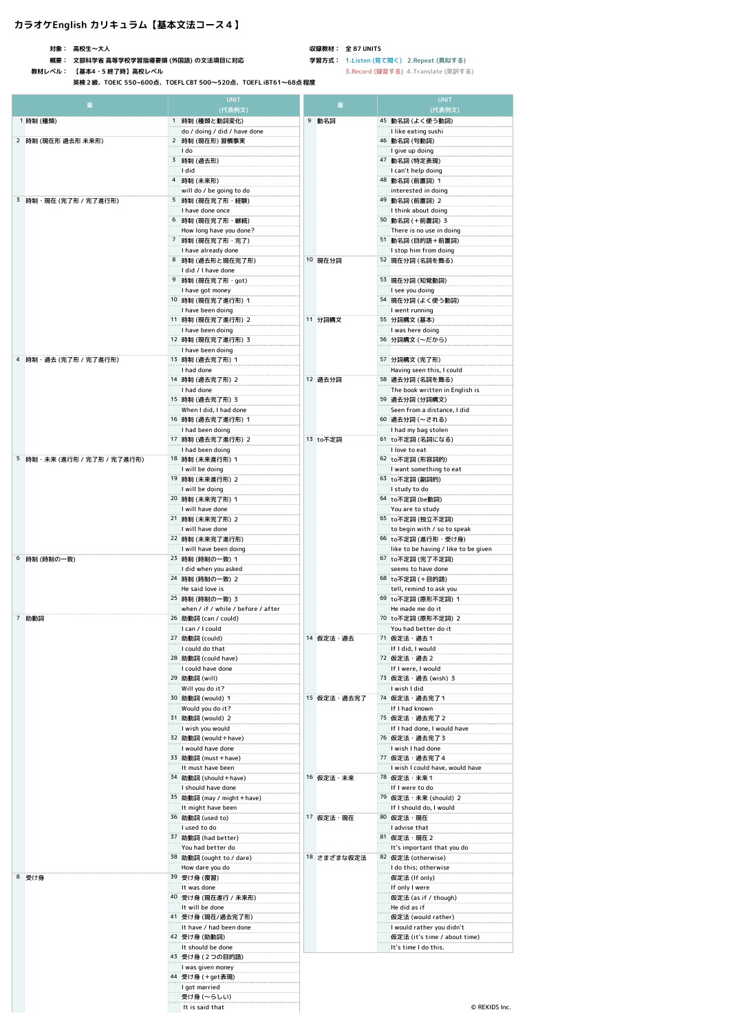## カラオケEnglish カリキュラム【基本文法コース４】

対象： 高校生〜大人

概要： 文部科学省 高等学校学習指導要領 (外国語) の文法項目に対応

教材レベル： 【基本4・5 終了時】高校レベル
英検２級、TOEIC 550~600点、TOEFL CBT 500〜520点、TOEFL iBT61〜68点 程度

収録教材： 全 87 UNITS

学習方式： 1.Listen (見て聞く) 2.Repeat (真似する) 3.Record (録音する) 4.Translate (英訳する)

| 章 | UNIT (代表例文) |
|---|---|
| 1 時制 (種類) | 1 時制 (種類と動詞変化) |
| | do / doing / did / have done |
| 2 時制 (現在形 過去形 未来形) | 2 時制 (現在形) 習慣事実 |
| | I do |
| | 3 時制 (過去形) |
| | I did |
| | 4 時制 (未来形) |
| | will do / be going to do |
| 3 時制・現在 (完了形 / 完了進行形) | 5 時制 (現在完了形・経験) |
| | I have done once |
| | 6 時制 (現在完了形・継続) |
| | How long have you done? |
| | 7 時制 (現在完了形・完了) |
| | I have already done |
| | 8 時制 (過去形と現在完了形) |
| | I did / I have done |
| | 9 時制 (現在完了形・got) |
| | I have got money |
| | 10 時制 (現在完了進行形) 1 |
| | I have been doing |
| | 11 時制 (現在完了進行形) 2 |
| | I have been doing |
| | 12 時制 (現在完了進行形) 3 |
| | I have been doing |
| 4 時制・過去 (完了形 / 完了進行形) | 13 時制 (過去完了形) 1 |
| | I had done |
| | 14 時制 (過去完了形) 2 |
| | I had done |
| | 15 時制 (過去完了形) 3 |
| | When I did, I had done |
| | 16 時制 (過去完了進行形) 1 |
| | I had been doing |
| | 17 時制 (過去完了進行形) 2 |
| | I had been doing |
| 5 時制・未来 (進行形 / 完了形 / 完了進行形) | 18 時制 (未来進行形) 1 |
| | I will be doing |
| | 19 時制 (未来進行形) 2 |
| | I will be doing |
| | 20 時制 (未来完了形) 1 |
| | I will have done |
| | 21 時制 (未来完了形) 2 |
| | I will have done |
| | 22 時制 (未来完了進行形) |
| | I will have been doing |
| 6 時制 (時制の一致) | 23 時制 (時制の一致) 1 |
| | I did when you asked |
| | 24 時制 (時制の一致) 2 |
| | He said love is |
| | 25 時制 (時制の一致) 3 |
| | when / if / while / before / after |
| 7 助動詞 | 26 助動詞 (can / could) |
| | I can / I could |
| | 27 助動詞 (could) |
| | I could do that |
| | 28 助動詞 (could have) |
| | I could have done |
| | 29 助動詞 (will) |
| | Will you do it? |
| | 30 助動詞 (would) 1 |
| | Would you do it? |
| | 31 助動詞 (would) 2 |
| | I wish you would |
| | 32 助動詞 (would＋have) |
| | I would have done |
| | 33 助動詞 (must＋have) |
| | It must have been |
| | 34 助動詞 (should＋have) |
| | I should have done |
| | 35 助動詞 (may / might＋have) |
| | It might have been |
| | 36 助動詞 (used to) |
| | I used to do |
| | 37 助動詞 (had better) |
| | You had better do |
| | 38 助動詞 (ought to / dare) |
| | How dare you do |
| 8 受け身 | 39 受け身 (復習) |
| | It was done |
| | 40 受け身 (現在進行 / 未来形) |
| | It will be done |
| | 41 受け身 (現在/過去完了形) |
| | It have / had been done |
| | 42 受け身 (助動詞) |
| | It should be done |
| | 43 受け身 (２つの目的語) |
| | I was given money |
| | 44 受け身 (＋get表現) |
| | I got married |
| | 受け身 (〜らしい) |
| | It is said that |
| 9 動名詞 | 45 動名詞 (よく使う動詞) |
| | I like eating sushi |
| | 46 動名詞 (句動詞) |
| | I give up doing |
| | 47 動名詞 (特定表現) |
| | I can't help doing |
| | 48 動名詞 (前置詞) 1 |
| | interested in doing |
| | 49 動名詞 (前置詞) 2 |
| | I think about doing |
| | 50 動名詞 (＋前置詞) 3 |
| | There is no use in doing |
| | 51 動名詞 (目的語＋前置詞) |
| | I stop him from doing |
| 10 現在分詞 | 52 現在分詞 (名詞を飾る) |
| | 53 現在分詞 (知覚動詞) |
| | I see you doing |
| | 54 現在分詞 (よく使う動詞) |
| | I went running |
| 11 分詞構文 | 55 分詞構文 (基本) |
| | I was here doing |
| | 56 分詞構文 (〜だから) |
| | 57 分詞構文 (完了形) |
| | Having seen this, I could |
| 12 過去分詞 | 58 過去分詞 (名詞を飾る) |
| | The book written in English is |
| | 59 過去分詞 (分詞構文) |
| | Seen from a distance, I did |
| | 60 過去分詞 (〜される) |
| | I had my bag stolen |
| 13 to不定詞 | 61 to不定詞 (名詞になる) |
| | I love to eat |
| | 62 to不定詞 (形容詞的) |
| | I want something to eat |
| | 63 to不定詞 (副詞的) |
| | I study to do |
| | 64 to不定詞 (be動詞) |
| | You are to study |
| | 65 to不定詞 (独立不定詞) |
| | to begin with / so to speak |
| | 66 to不定詞 (進行形・受け身) |
| | like to be having / like to be given |
| | 67 to不定詞 (完了不定詞) |
| | seems to have done |
| | 68 to不定詞 (＋目的語) |
| | tell, remind to ask you |
| | 69 to不定詞 (原形不定詞) 1 |
| | He made me do it |
| | 70 to不定詞 (原形不定詞) 2 |
| | You had better do it |
| 14 仮定法・過去 | 71 仮定法・過去１ |
| | If I did, I would |
| | 72 仮定法・過去２ |
| | If I were, I would |
| | 73 仮定法・過去 (wish) ３ |
| | I wish I did |
| 15 仮定法・過去完了 | 74 仮定法・過去完了１ |
| | If I had known |
| | 75 仮定法・過去完了２ |
| | If I had done, I would have |
| | 76 仮定法・過去完了３ |
| | I wish I had done |
| | 77 仮定法・過去完了４ |
| | I wish I could have, would have |
| 16 仮定法・未来 | 78 仮定法・未来１ |
| | If I were to do |
| | 79 仮定法・未来 (should) ２ |
| | If I should do, I would |
| 17 仮定法・現在 | 80 仮定法・現在 |
| | I advise that |
| | 81 仮定法・現在２ |
| | It's important that you do |
| 18 さまざまな仮定法 | 82 仮定法 (otherwise) |
| | I do this; otherwise |
| | 仮定法 (If only) |
| | If only I were |
| | 仮定法 (as if / though) |
| | He did as if |
| | 仮定法 (would rather) |
| | I would rather you didn't |
| | 仮定法 (it's time / about time) |
| | It's time I do this. |

© REKIDS Inc.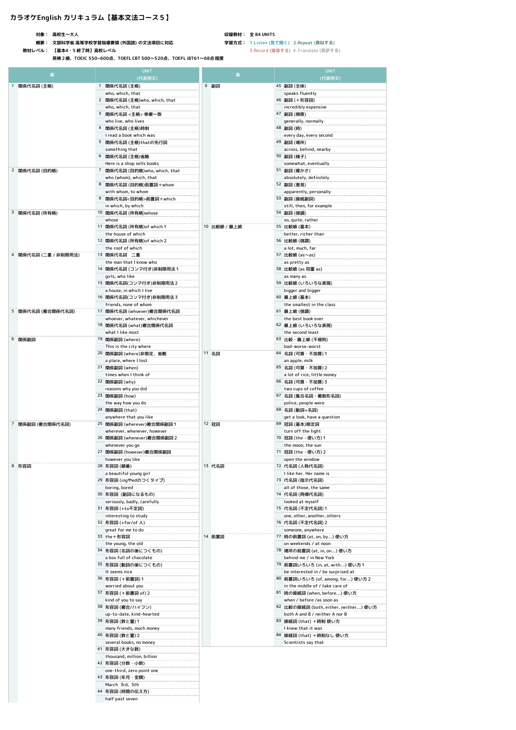# カラオケEnglish カリキュラム【基本文法コース５】

対象： 高校生〜大人
概要： 文部科学省 高等学校学習指導要領 (外国語) の文法項目に対応
教材レベル： 【基本4・5 終了時】高校レベル
英検２級、TOEIC 550〜600点、TOEFL CBT 500〜520点、TOEFL iBT61〜68点 程度

収録教材： 全 84 UNITS
学習方式： 1.Listen (見て聞く) 2.Repeat (真似する) 3.Record (録音する) 4.Translate (英訳する)

| 章 | UNIT (代表例文) |
|---|---|
| 1 関係代名詞 (主格) | 1 関係代名詞 (主格)<br>who, which, that |
| | 2 関係代名詞 (主格)who, which, that<br>who, which, that |
| | 3 関係代名詞 <主格> 単複一致<br>who live, who lives |
| | 4 関係代名詞 (主格)時制<br>I read a book which was |
| | 5 関係代名詞 (主格)thatの先行詞<br>something that |
| | 6 関係代名詞 (主格)省略<br>Here is a shop sells books |
| 2 関係代名詞 (目的格) | 7 関係代名詞 (目的格)who, which, that<br>who (whom), which, that |
| | 8 関係代名詞 (目的格)前置詞＋whom<br>with whom, to whom |
| | 9 関係代名詞<目的格>前置詞＋which<br>in which, by which |
| 3 関係代名詞 (所有格) | 10 関係代名詞 (所有格)whose<br>whose |
| | 11 関係代名詞 (所有格)of which 1<br>the house of which |
| | 12 関係代名詞 (所有格)of which 2<br>the roof of which |
| 4 関係代名詞 (二重 / 非制限用法) | 13 関係代名詞 二重<br>the man that I know who |
| | 14 関係代名詞 (コンマ付き)非制限用法 1<br>girls, who like |
| | 15 関係代名詞(コンマ付き)非制限用法 2<br>a house, in which I live |
| | 16 関係代名詞(コンマ付き)非制限用法 3<br>friends, none of whom |
| 5 関係代名詞 (複合関係代名詞) | 17 関係代名詞 (whoever)複合関係代名詞<br>whoever, whatever, whichever |
| | 18 関係代名詞 (what)複合関係代名詞<br>what I like most |
| 6 関係副詞 | 19 関係副詞 (where)<br>This is the city where |
| | 20 関係副詞 (where)非限定、省略<br>a place, where I lost |
| | 21 関係副詞 (when)<br>times when I think of |
| | 22 関係副詞 (why)<br>reasons why you did |
| | 23 関係副詞 (how)<br>the way how you do |
| | 24 関係副詞 (that)<br>anywhere that you like |
| 7 関係副詞 (複合関係代名詞) | 25 関係副詞 (wherever)複合関係副詞 1<br>wherever, whenever, however |
| | 26 関係副詞 (whenever)複合関係副詞 2<br>whenever you go |
| | 27 関係副詞 (however)複合関係副詞<br>however you like |
| 8 形容詞 | 28 形容詞 (順番)<br>a beautiful young girl |
| | 29 形容詞 (ingやedのつくタイプ)<br>boring, bored |
| | 30 形容詞 (副詞になるもの)<br>seriously, badly, carefully |
| | 31 形容詞 (+to不定詞)<br>interesting to study |
| | 32 形容詞 (+for/of 人)<br>great for me to do |
| | 33 the＋形容詞<br>the young, the old |
| | 34 形容詞 (名詞の後につくもの)<br>a box full of chocolate |
| | 35 形容詞 (動詞の後につくもの)<br>It seems nice |
| | 36 形容詞 (＋前置詞) 1<br>worried about you |
| | 37 形容詞 (＋前置詞 of) 2<br>kind of you to say |
| | 38 形容詞 (複合/ハイフン)<br>up-to-date, kind-hearted |
| | 39 形容詞 (数と量) 1<br>many friends, much money |
| | 40 形容詞 (数と量) 2<br>several books, no money |
| | 41 形容詞 (大きな数)<br>thousand, million, billion |
| | 42 形容詞 (分数・小数)<br>one-third, zero point one |
| | 43 形容詞 (年月・金額)<br>March 3rd, 5th |
| | 44 形容詞 (時間の伝え方)<br>half past seven |
| 9 副詞 | 45 副詞 (全体)<br>speaks fluently |
| | 46 副詞 (＋形容詞)<br>incredibly expensive |
| | 47 副詞 (頻度)<br>generally, normally |
| | 48 副詞 (時)<br>every day, every second |
| | 49 副詞 (場所)<br>across, behind, nearby |
| | 50 副詞 (様子)<br>somewhat, eventually |
| | 51 副詞 (確かさ)<br>absolutely, definitely |
| | 52 副詞 (意見)<br>apparently, personally |
| | 53 副詞 (接続副詞)<br>still, then, for example |
| | 54 副詞 (強調)<br>so, quite, rather |
| 10 比較級 / 最上級 | 55 比較級 (基本)<br>better, richer than |
| | 56 比較級 (強調)<br>a lot, much, far |
| | 57 比較級 (as〜as)<br>as pretty as |
| | 58 比較級 (as 同量 as)<br>as many as |
| | 59 比較級 (いろいろな表現)<br>bigger and bigger |
| | 60 最上級 (基本)<br>the smallest in the class |
| | 61 最上級 (強調)<br>the best book ever |
| | 62 最上級 (いろいろな表現)<br>the second least |
| | 63 比較・最上級 (不規則)<br>bad-worse-worst |
| 11 名詞 | 64 名詞 (可算・不加算) 1<br>an apple, milk |
| | 65 名詞 (可算・不加算) 2<br>a lot of rice, little money |
| | 66 名詞 (可算・不加算) 3<br>two cups of coffee |
| | 67 名詞 (集合名詞・複数形名詞)<br>police, people were |
| | 68 名詞 (動詞+名詞)<br>get a look, have a question |
| 12 冠詞 | 69 冠詞 (基本)限定詞<br>turn off the light |
| | 70 冠詞 (the・使い方) 1<br>the moon, the sun |
| | 71 冠詞 (the・使い方) 2<br>open the window |
| 13 代名詞 | 72 代名詞 (人称代名詞)<br>I like her. Her name is |
| | 73 代名詞 (指示代名詞)<br>all of those, the same |
| | 74 代名詞 (再帰代名詞)<br>looked at myself |
| | 75 代名詞 (不定代名詞) 1<br>one, other, another, others |
| | 76 代名詞 (不定代名詞) 2<br>someone, anywhere |
| 14 前置詞 | 77 時の前置詞 (at, on, by...) 使い方<br>on weekends / at noon |
| | 78 場所の前置詞 (at, in, on...) 使い方<br>behind me / in New York |
| | 79 前置詞いろいろ (in, at, with...) 使い方 1<br>be interested in / be surprised at |
| | 80 前置詞いろいろ (of, among, for...) 使い方 2<br>in the middle of / take care of |
| | 81 時の接続詞 (when, before...) 使い方<br>when / before /as soon as |
| | 82 比較の接続詞 (both, either, neither...) 使い方<br>both A and B / neither A nor B |
| | 83 接続詞 (that) ＋時制 使い方<br>I knew that it was |
| | 84 接続詞 (that) ＋時制なし 使い方<br>Scientists say that |